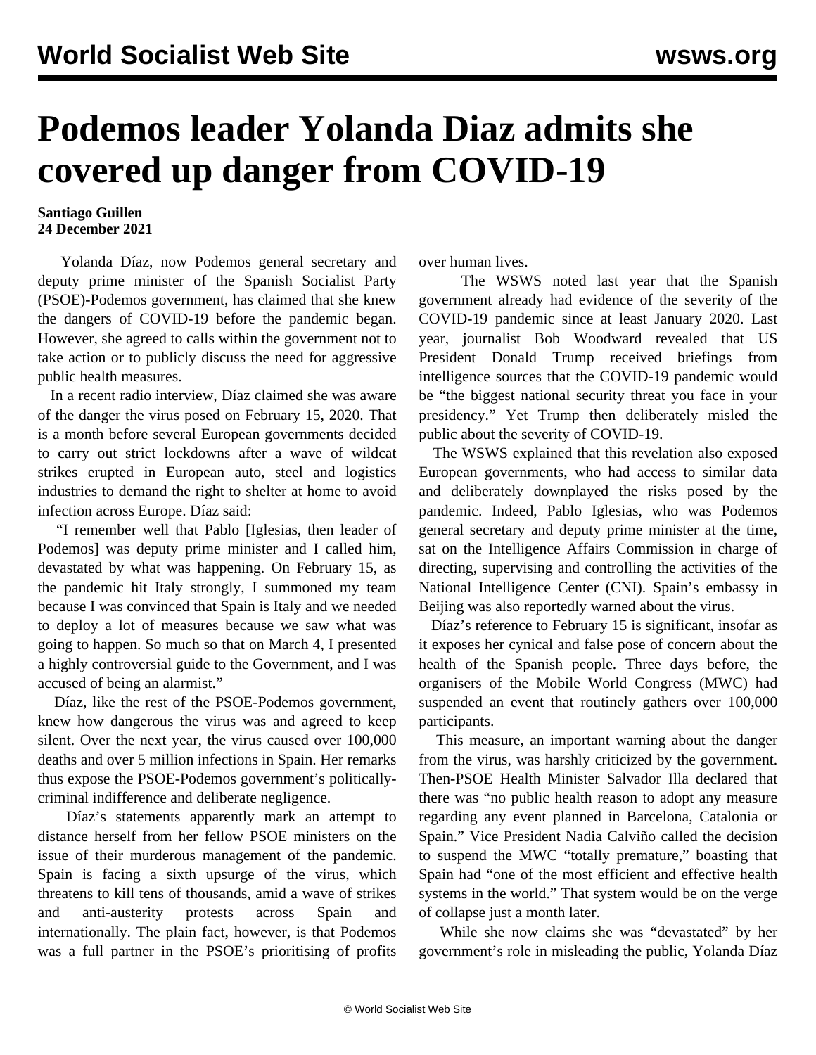# Podemos leader Yolanda Diaz admits she covered up danger from COVID-19

**Santiago Guillen**
**24 December 2021**

Yolanda Díaz, now Podemos general secretary and deputy prime minister of the Spanish Socialist Party (PSOE)-Podemos government, has claimed that she knew the dangers of COVID-19 before the pandemic began. However, she agreed to calls within the government not to take action or to publicly discuss the need for aggressive public health measures.

In a recent radio interview, Díaz claimed she was aware of the danger the virus posed on February 15, 2020. That is a month before several European governments decided to carry out strict lockdowns after a wave of wildcat strikes erupted in European auto, steel and logistics industries to demand the right to shelter at home to avoid infection across Europe. Díaz said:

"I remember well that Pablo [Iglesias, then leader of Podemos] was deputy prime minister and I called him, devastated by what was happening. On February 15, as the pandemic hit Italy strongly, I summoned my team because I was convinced that Spain is Italy and we needed to deploy a lot of measures because we saw what was going to happen. So much so that on March 4, I presented a highly controversial guide to the Government, and I was accused of being an alarmist."

Díaz, like the rest of the PSOE-Podemos government, knew how dangerous the virus was and agreed to keep silent. Over the next year, the virus caused over 100,000 deaths and over 5 million infections in Spain. Her remarks thus expose the PSOE-Podemos government's politically-criminal indifference and deliberate negligence.

Díaz's statements apparently mark an attempt to distance herself from her fellow PSOE ministers on the issue of their murderous management of the pandemic. Spain is facing a sixth upsurge of the virus, which threatens to kill tens of thousands, amid a wave of strikes and anti-austerity protests across Spain and internationally. The plain fact, however, is that Podemos was a full partner in the PSOE's prioritising of profits over human lives.

The WSWS noted last year that the Spanish government already had evidence of the severity of the COVID-19 pandemic since at least January 2020. Last year, journalist Bob Woodward revealed that US President Donald Trump received briefings from intelligence sources that the COVID-19 pandemic would be "the biggest national security threat you face in your presidency." Yet Trump then deliberately misled the public about the severity of COVID-19.

The WSWS explained that this revelation also exposed European governments, who had access to similar data and deliberately downplayed the risks posed by the pandemic. Indeed, Pablo Iglesias, who was Podemos general secretary and deputy prime minister at the time, sat on the Intelligence Affairs Commission in charge of directing, supervising and controlling the activities of the National Intelligence Center (CNI). Spain's embassy in Beijing was also reportedly warned about the virus.

Díaz's reference to February 15 is significant, insofar as it exposes her cynical and false pose of concern about the health of the Spanish people. Three days before, the organisers of the Mobile World Congress (MWC) had suspended an event that routinely gathers over 100,000 participants.

This measure, an important warning about the danger from the virus, was harshly criticized by the government. Then-PSOE Health Minister Salvador Illa declared that there was "no public health reason to adopt any measure regarding any event planned in Barcelona, Catalonia or Spain." Vice President Nadia Calviño called the decision to suspend the MWC "totally premature," boasting that Spain had "one of the most efficient and effective health systems in the world." That system would be on the verge of collapse just a month later.

While she now claims she was "devastated" by her government's role in misleading the public, Yolanda Díaz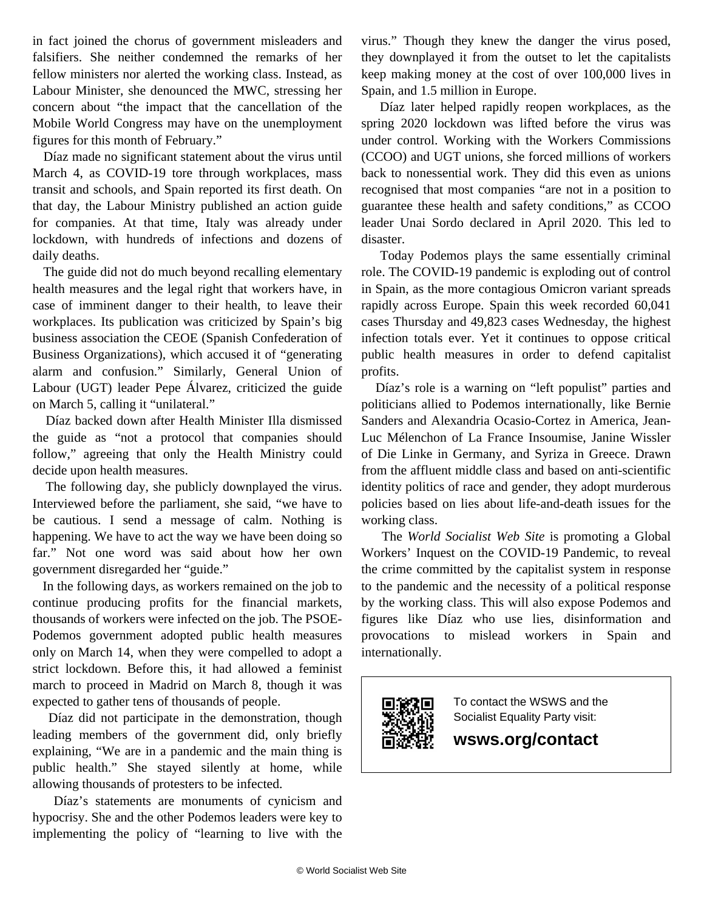in fact joined the chorus of government misleaders and falsifiers. She neither condemned the remarks of her fellow ministers nor alerted the working class. Instead, as Labour Minister, she denounced the MWC, stressing her concern about "the impact that the cancellation of the Mobile World Congress may have on the unemployment figures for this month of February."

Díaz made no significant statement about the virus until March 4, as COVID-19 tore through workplaces, mass transit and schools, and Spain reported its first death. On that day, the Labour Ministry published an action guide for companies. At that time, Italy was already under lockdown, with hundreds of infections and dozens of daily deaths.

The guide did not do much beyond recalling elementary health measures and the legal right that workers have, in case of imminent danger to their health, to leave their workplaces. Its publication was criticized by Spain's big business association the CEOE (Spanish Confederation of Business Organizations), which accused it of "generating alarm and confusion." Similarly, General Union of Labour (UGT) leader Pepe Álvarez, criticized the guide on March 5, calling it "unilateral."

Díaz backed down after Health Minister Illa dismissed the guide as "not a protocol that companies should follow," agreeing that only the Health Ministry could decide upon health measures.

The following day, she publicly downplayed the virus. Interviewed before the parliament, she said, "we have to be cautious. I send a message of calm. Nothing is happening. We have to act the way we have been doing so far." Not one word was said about how her own government disregarded her "guide."

In the following days, as workers remained on the job to continue producing profits for the financial markets, thousands of workers were infected on the job. The PSOE-Podemos government adopted public health measures only on March 14, when they were compelled to adopt a strict lockdown. Before this, it had allowed a feminist march to proceed in Madrid on March 8, though it was expected to gather tens of thousands of people.

Díaz did not participate in the demonstration, though leading members of the government did, only briefly explaining, "We are in a pandemic and the main thing is public health." She stayed silently at home, while allowing thousands of protesters to be infected.

Díaz's statements are monuments of cynicism and hypocrisy. She and the other Podemos leaders were key to implementing the policy of "learning to live with the virus." Though they knew the danger the virus posed, they downplayed it from the outset to let the capitalists keep making money at the cost of over 100,000 lives in Spain, and 1.5 million in Europe.

Díaz later helped rapidly reopen workplaces, as the spring 2020 lockdown was lifted before the virus was under control. Working with the Workers Commissions (CCOO) and UGT unions, she forced millions of workers back to nonessential work. They did this even as unions recognised that most companies "are not in a position to guarantee these health and safety conditions," as CCOO leader Unai Sordo declared in April 2020. This led to disaster.

Today Podemos plays the same essentially criminal role. The COVID-19 pandemic is exploding out of control in Spain, as the more contagious Omicron variant spreads rapidly across Europe. Spain this week recorded 60,041 cases Thursday and 49,823 cases Wednesday, the highest infection totals ever. Yet it continues to oppose critical public health measures in order to defend capitalist profits.

Díaz's role is a warning on "left populist" parties and politicians allied to Podemos internationally, like Bernie Sanders and Alexandria Ocasio-Cortez in America, Jean-Luc Mélenchon of La France Insoumise, Janine Wissler of Die Linke in Germany, and Syriza in Greece. Drawn from the affluent middle class and based on anti-scientific identity politics of race and gender, they adopt murderous policies based on lies about life-and-death issues for the working class.

The *World Socialist Web Site* is promoting a Global Workers' Inquest on the COVID-19 Pandemic, to reveal the crime committed by the capitalist system in response to the pandemic and the necessity of a political response by the working class. This will also expose Podemos and figures like Díaz who use lies, disinformation and provocations to mislead workers in Spain and internationally.

To contact the WSWS and the Socialist Equality Party visit:

**wsws.org/contact**